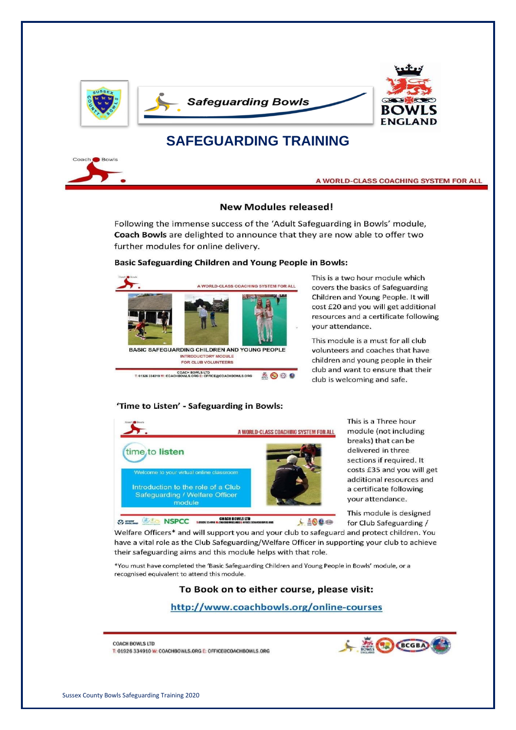Safeguarding Bowls

# SAFEGUARDING TRAINING

Coach Bowls

A WORLD-CLASS COACHING SYSTEM FOR ALL

## New Modules released!

Following the immense success of the 'Adult Safeguarding in Bowls' module, **Coach Bowls** are delighted to announce that they are now able to offer two further modules for online delivery.

### Basic Safeguarding Children and Young People in Bowls:

This is a two hour module which covers the basics of Safeguarding Children and Young People. It will cost £20 and you will get additional resources and a certificate following your attendance.

This module is a must for all club volunteers and coaches that have children and young people in their club and want to ensure that their club is welcoming and safe.

### 'Time to Listen' - Safeguarding in Bowls:

This is a Three hour module (not including breaks) that can be delivered in three sections if required. It costs £35 and you will get additional resources and a certificate following your attendance.

This module is designed for Club Safeguarding / Welfare Officers* and will support you and your club to safeguard and protect children. You have a vital role as the Club Safeguarding/Welfare Officer in supporting your club to achieve their safeguarding aims and this module helps with that role.

*You must have completed the 'Basic Safeguarding Children and Young People in Bowls' module, or a recognised equivalent to attend this module.

### To Book on to either course, please visit:

http://www.coachbowls.org/online-courses

COACH BOWLS LTD
T: 01926 334910 W: COACHBOWLS.ORG E: OFFICE@COACHBOWLS.ORG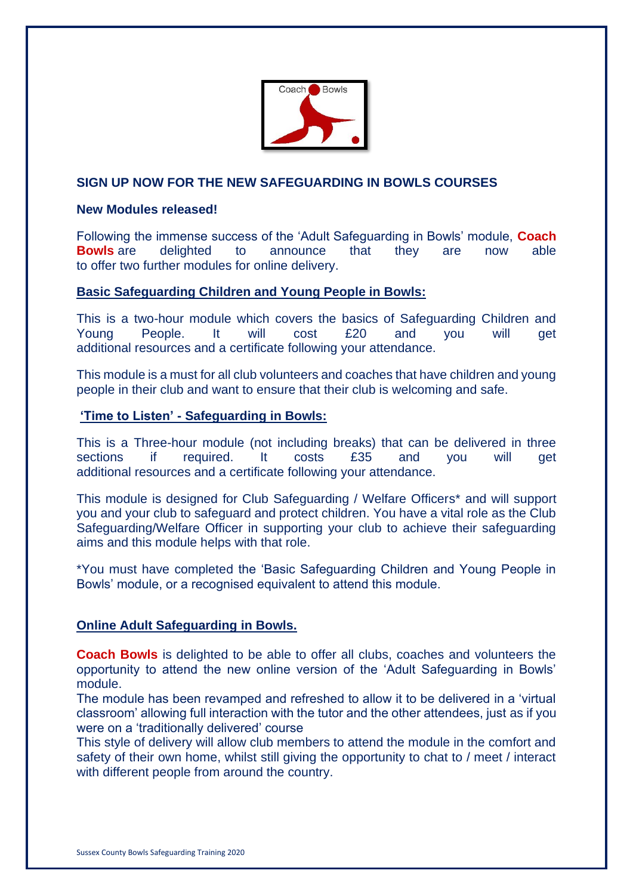## SIGN UP NOW FOR THE NEW SAFEGUARDING IN BOWLS COURSES

**New Modules released!**

Following the immense success of the 'Adult Safeguarding in Bowls' module, **Coach Bowls** are delighted to announce that they are now able to offer two further modules for online delivery.

### Basic Safeguarding Children and Young People in Bowls:

This is a two-hour module which covers the basics of Safeguarding Children and Young People. It will cost £20 and you will get additional resources and a certificate following your attendance.

This module is a must for all club volunteers and coaches that have children and young people in their club and want to ensure that their club is welcoming and safe.

### 'Time to Listen' - Safeguarding in Bowls:

This is a Three-hour module (not including breaks) that can be delivered in three sections if required. It costs £35 and you will get additional resources and a certificate following your attendance.

This module is designed for Club Safeguarding / Welfare Officers* and will support you and your club to safeguard and protect children. You have a vital role as the Club Safeguarding/Welfare Officer in supporting your club to achieve their safeguarding aims and this module helps with that role.

*You must have completed the 'Basic Safeguarding Children and Young People in Bowls' module, or a recognised equivalent to attend this module.

### Online Adult Safeguarding in Bowls.

**Coach Bowls** is delighted to be able to offer all clubs, coaches and volunteers the opportunity to attend the new online version of the 'Adult Safeguarding in Bowls' module.

The module has been revamped and refreshed to allow it to be delivered in a 'virtual classroom' allowing full interaction with the tutor and the other attendees, just as if you were on a 'traditionally delivered' course

This style of delivery will allow club members to attend the module in the comfort and safety of their own home, whilst still giving the opportunity to chat to / meet / interact with different people from around the country.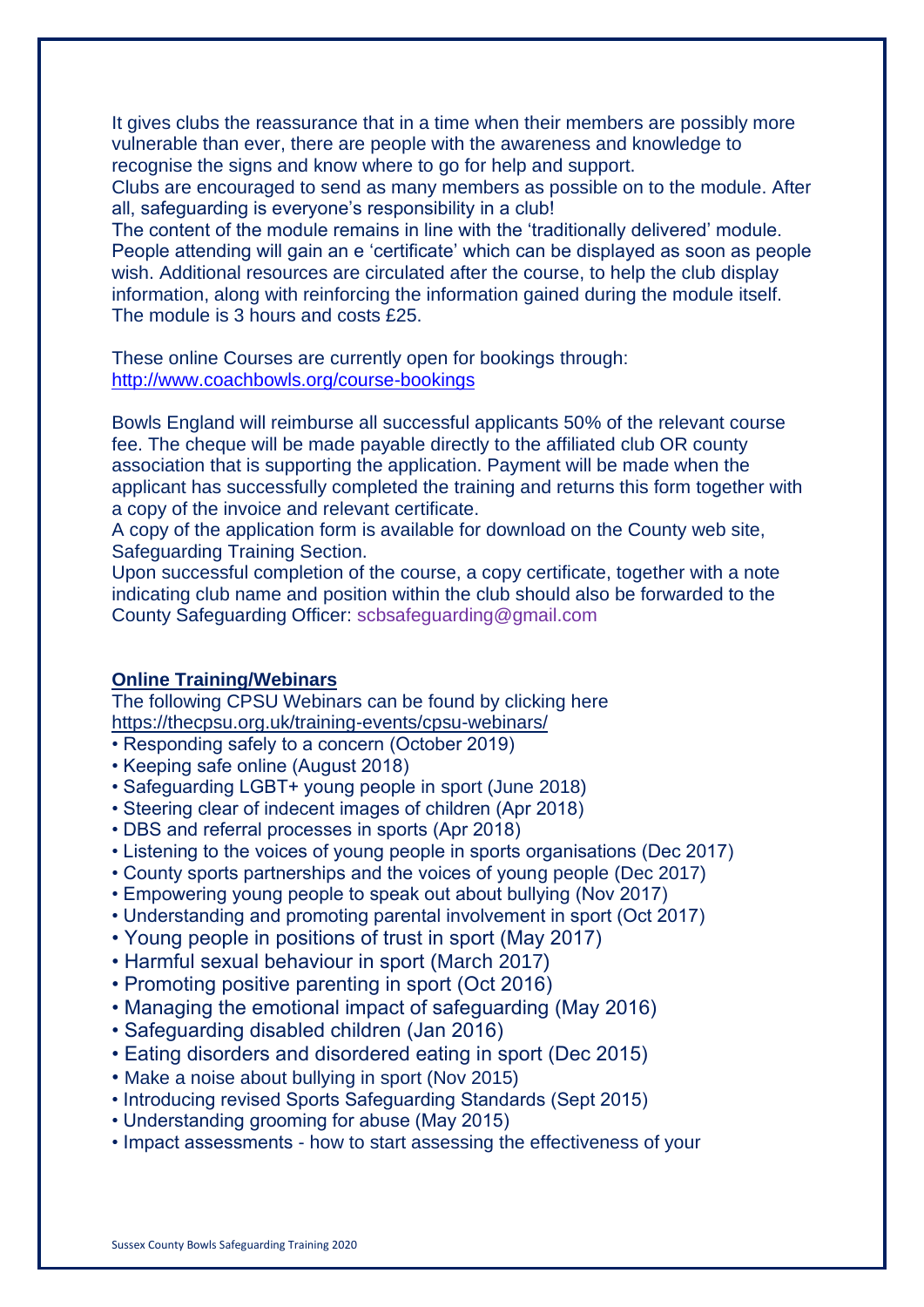It gives clubs the reassurance that in a time when their members are possibly more vulnerable than ever, there are people with the awareness and knowledge to recognise the signs and know where to go for help and support.
Clubs are encouraged to send as many members as possible on to the module. After all, safeguarding is everyone's responsibility in a club!
The content of the module remains in line with the 'traditionally delivered' module. People attending will gain an e 'certificate' which can be displayed as soon as people wish. Additional resources are circulated after the course, to help the club display information, along with reinforcing the information gained during the module itself. The module is 3 hours and costs £25.

These online Courses are currently open for bookings through:
http://www.coachbowls.org/course-bookings

Bowls England will reimburse all successful applicants 50% of the relevant course fee. The cheque will be made payable directly to the affiliated club OR county association that is supporting the application. Payment will be made when the applicant has successfully completed the training and returns this form together with a copy of the invoice and relevant certificate.
A copy of the application form is available for download on the County web site, Safeguarding Training Section.
Upon successful completion of the course, a copy certificate, together with a note indicating club name and position within the club should also be forwarded to the County Safeguarding Officer: scbsafeguarding@gmail.com

**Online Training/Webinars**

The following CPSU Webinars can be found by clicking here
https://thecpsu.org.uk/training-events/cpsu-webinars/

- Responding safely to a concern (October 2019)
- Keeping safe online (August 2018)
- Safeguarding LGBT+ young people in sport (June 2018)
- Steering clear of indecent images of children (Apr 2018)
- DBS and referral processes in sports (Apr 2018)
- Listening to the voices of young people in sports organisations (Dec 2017)
- County sports partnerships and the voices of young people (Dec 2017)
- Empowering young people to speak out about bullying (Nov 2017)
- Understanding and promoting parental involvement in sport (Oct 2017)
- Young people in positions of trust in sport (May 2017)
- Harmful sexual behaviour in sport (March 2017)
- Promoting positive parenting in sport (Oct 2016)
- Managing the emotional impact of safeguarding (May 2016)
- Safeguarding disabled children (Jan 2016)
- Eating disorders and disordered eating in sport (Dec 2015)
- Make a noise about bullying in sport (Nov 2015)
- Introducing revised Sports Safeguarding Standards (Sept 2015)
- Understanding grooming for abuse (May 2015)
- Impact assessments - how to start assessing the effectiveness of your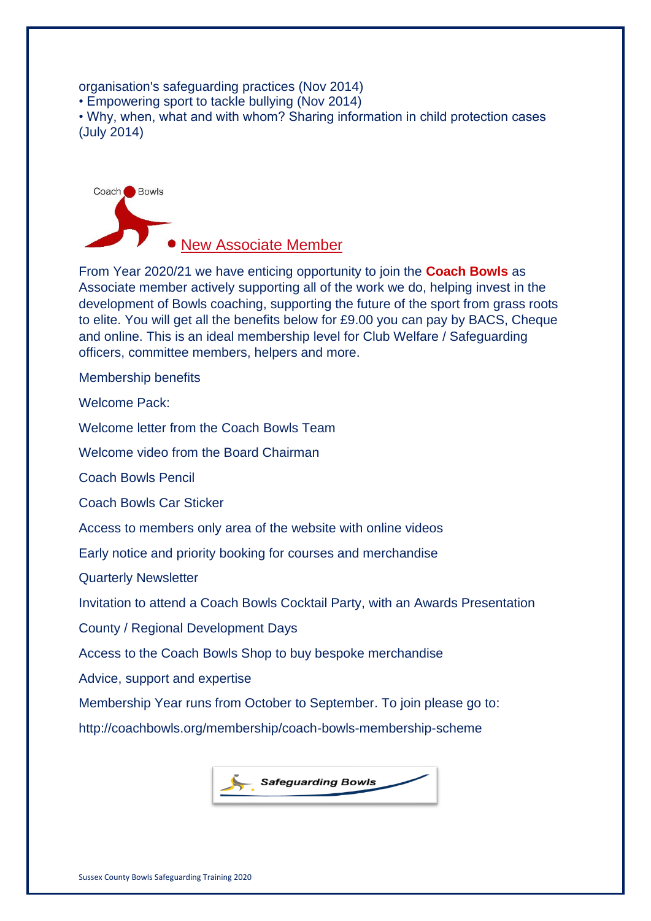organisation's safeguarding practices (Nov 2014)
• Empowering sport to tackle bullying (Nov 2014)
• Why, when, what and with whom? Sharing information in child protection cases (July 2014)

Coach Bowls

## New Associate Member

From Year 2020/21 we have enticing opportunity to join the **Coach Bowls** as Associate member actively supporting all of the work we do, helping invest in the development of Bowls coaching, supporting the future of the sport from grass roots to elite. You will get all the benefits below for £9.00 you can pay by BACS, Cheque and online. This is an ideal membership level for Club Welfare / Safeguarding officers, committee members, helpers and more.

Membership benefits

Welcome Pack:

Welcome letter from the Coach Bowls Team

Welcome video from the Board Chairman

Coach Bowls Pencil

Coach Bowls Car Sticker

Access to members only area of the website with online videos

Early notice and priority booking for courses and merchandise

Quarterly Newsletter

Invitation to attend a Coach Bowls Cocktail Party, with an Awards Presentation

County / Regional Development Days

Access to the Coach Bowls Shop to buy bespoke merchandise

Advice, support and expertise

Membership Year runs from October to September. To join please go to:

http://coachbowls.org/membership/coach-bowls-membership-scheme

Safeguarding Bowls